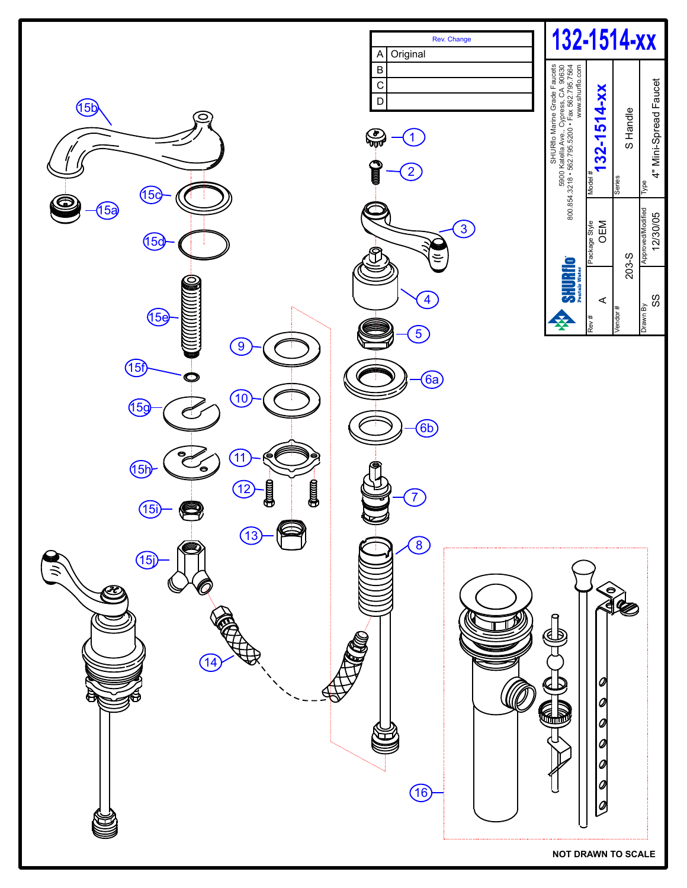# 132-1514-xx

| Rev. | Change |
|---|---|
| A | Original |
| B | |
| C | |
| D | |

SHURflo Marine Grade Faucets
5900 Katella Ave., Cypress, CA 90630
800.854.3218 • 562.795.5200 • Fax 562.795.7564
www.shurflo.com

SHURflo Pentair Water

| Model # | 132-1514-xx |
|---|---|
| Series | S Handle |
| Type | 4" Mini-Spread Faucet |
| Rev # | A |
| Package Style | OEM |
| Vendor # | 203-S |
| Drawn By | SS |
| Approved/Modified | 12/30/05 |

1, 2, 3, 4, 5, 6a, 6b, 7, 8, 9, 10, 11, 12, 13, 14, 15a, 15b, 15c, 15d, 15e, 15f, 15g, 15h, 15i, 15j, 16

NOT DRAWN TO SCALE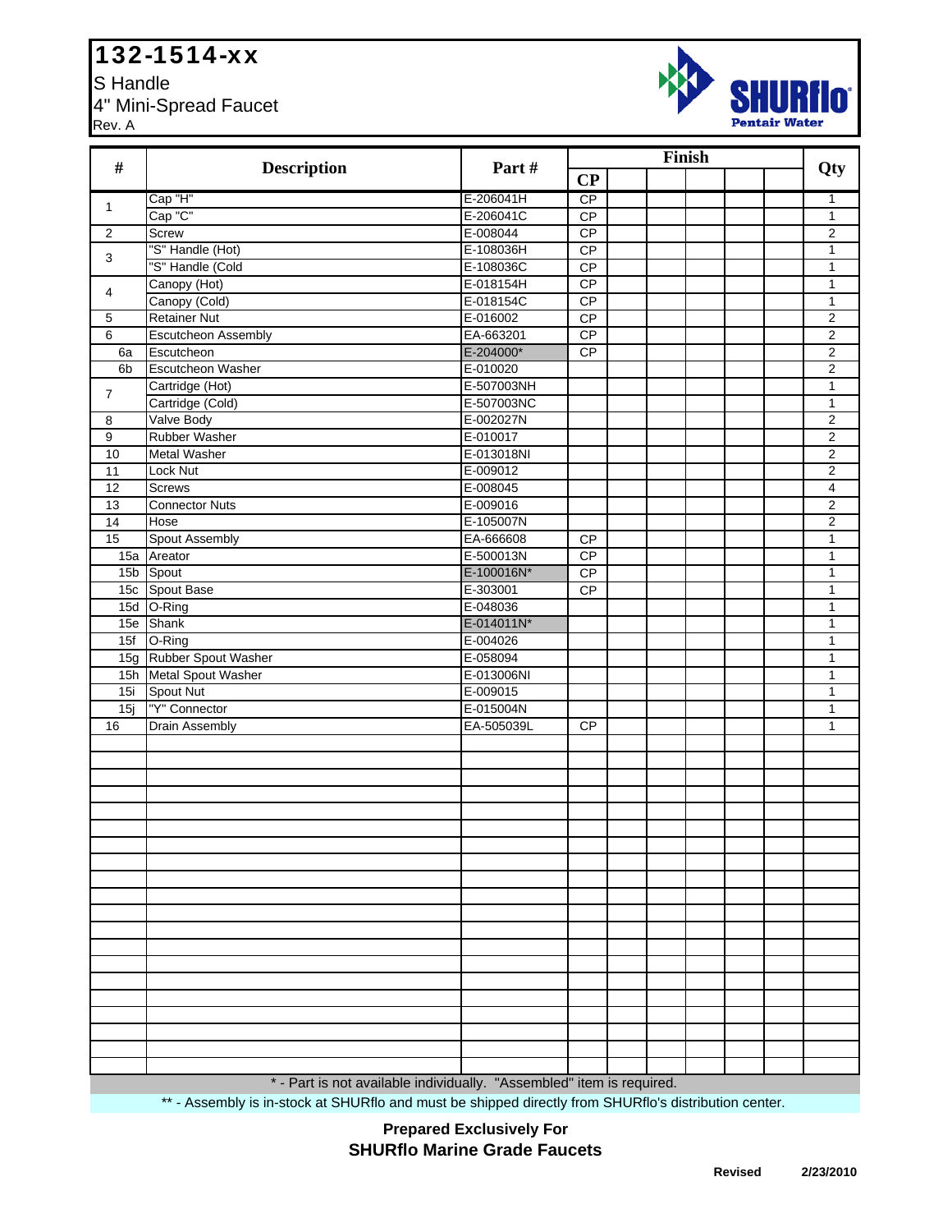# 132-1514-xx

S Handle

4" Mini-Spread Faucet

Rev. A

SHURflo Pentair Water

| # | Description | Part # | Finish | | | | | | Qty |
|---|---|---|---|---|---|---|---|---|---|
| | | | CP | | | | | | |
| 1 | Cap "H" | E-206041H | CP | | | | | | 1 |
| | Cap "C" | E-206041C | CP | | | | | | 1 |
| 2 | Screw | E-008044 | CP | | | | | | 2 |
| 3 | "S" Handle (Hot) | E-108036H | CP | | | | | | 1 |
| | "S" Handle (Cold | E-108036C | CP | | | | | | 1 |
| 4 | Canopy (Hot) | E-018154H | CP | | | | | | 1 |
| | Canopy (Cold) | E-018154C | CP | | | | | | 1 |
| 5 | Retainer Nut | E-016002 | CP | | | | | | 2 |
| 6 | Escutcheon Assembly | EA-663201 | CP | | | | | | 2 |
| 6a | Escutcheon | E-204000* | CP | | | | | | 2 |
| 6b | Escutcheon Washer | E-010020 | | | | | | | 2 |
| 7 | Cartridge (Hot) | E-507003NH | | | | | | | 1 |
| | Cartridge (Cold) | E-507003NC | | | | | | | 1 |
| 8 | Valve Body | E-002027N | | | | | | | 2 |
| 9 | Rubber Washer | E-010017 | | | | | | | 2 |
| 10 | Metal Washer | E-013018NI | | | | | | | 2 |
| 11 | Lock Nut | E-009012 | | | | | | | 2 |
| 12 | Screws | E-008045 | | | | | | | 4 |
| 13 | Connector Nuts | E-009016 | | | | | | | 2 |
| 14 | Hose | E-105007N | | | | | | | 2 |
| 15 | Spout Assembly | EA-666608 | CP | | | | | | 1 |
| 15a | Areator | E-500013N | CP | | | | | | 1 |
| 15b | Spout | E-100016N* | CP | | | | | | 1 |
| 15c | Spout Base | E-303001 | CP | | | | | | 1 |
| 15d | O-Ring | E-048036 | | | | | | | 1 |
| 15e | Shank | E-014011N* | | | | | | | 1 |
| 15f | O-Ring | E-004026 | | | | | | | 1 |
| 15g | Rubber Spout Washer | E-058094 | | | | | | | 1 |
| 15h | Metal Spout Washer | E-013006NI | | | | | | | 1 |
| 15i | Spout Nut | E-009015 | | | | | | | 1 |
| 15j | "Y" Connector | E-015004N | | | | | | | 1 |
| 16 | Drain Assembly | EA-505039L | CP | | | | | | 1 |

* - Part is not available individually. "Assembled" item is required.

** - Assembly is in-stock at SHURflo and must be shipped directly from SHURflo's distribution center.

**Prepared Exclusively For**
**SHURflo Marine Grade Faucets**

**Revised** **2/23/2010**